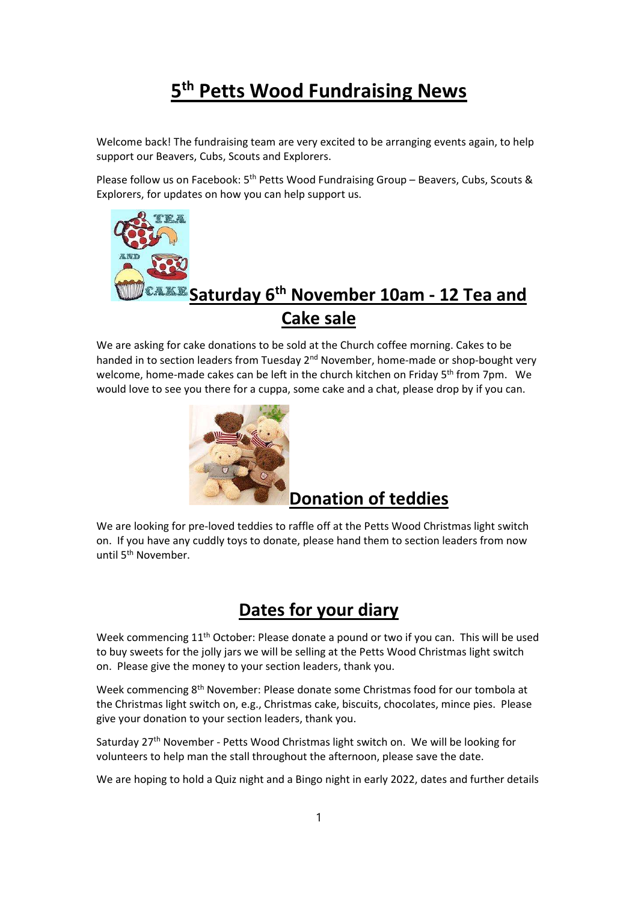# 5th Petts Wood Fundraising News

Welcome back! The fundraising team are very excited to be arranging events again, to help support our Beavers, Cubs, Scouts and Explorers.

Please follow us on Facebook: 5th Petts Wood Fundraising Group – Beavers, Cubs, Scouts & Explorers, for updates on how you can help support us.

## Saturday 6th November 10am - 12 Tea and Cake sale

We are asking for cake donations to be sold at the Church coffee morning. Cakes to be handed in to section leaders from Tuesday 2nd November, home-made or shop-bought very welcome, home-made cakes can be left in the church kitchen on Friday 5th from 7pm. We would love to see you there for a cuppa, some cake and a chat, please drop by if you can.

## Donation of teddies

We are looking for pre-loved teddies to raffle off at the Petts Wood Christmas light switch on. If you have any cuddly toys to donate, please hand them to section leaders from now until 5th November.

## Dates for your diary

Week commencing 11th October: Please donate a pound or two if you can. This will be used to buy sweets for the jolly jars we will be selling at the Petts Wood Christmas light switch on. Please give the money to your section leaders, thank you.

Week commencing 8th November: Please donate some Christmas food for our tombola at the Christmas light switch on, e.g., Christmas cake, biscuits, chocolates, mince pies. Please give your donation to your section leaders, thank you.

Saturday 27th November - Petts Wood Christmas light switch on. We will be looking for volunteers to help man the stall throughout the afternoon, please save the date.

We are hoping to hold a Quiz night and a Bingo night in early 2022, dates and further details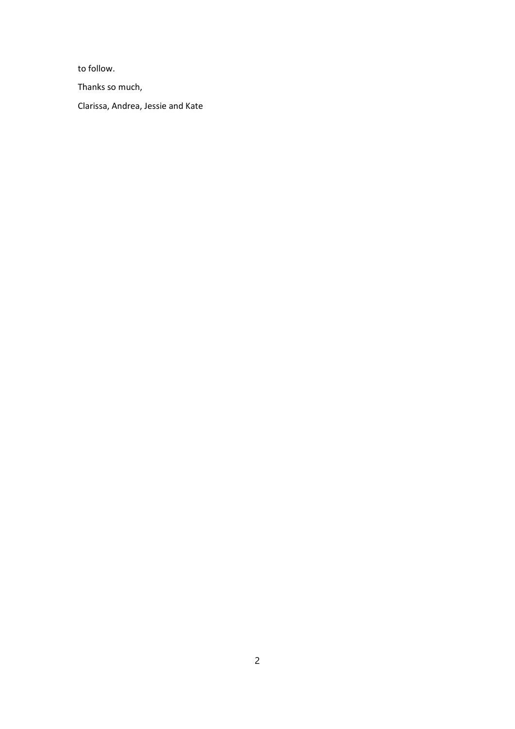to follow.

Thanks so much,

Clarissa, Andrea, Jessie and Kate